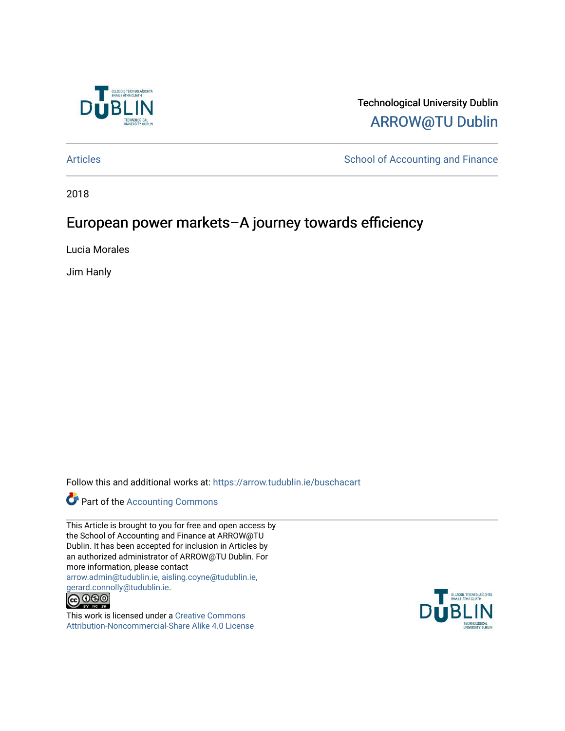Technological University Dublin

ARROW@TU Dublin

Articles

School of Accounting and Finance

2018

# European power markets–A journey towards efficiency

Lucia Morales

Jim Hanly

Follow this and additional works at: https://arrow.tudublin.ie/buschacart

Part of the Accounting Commons

This Article is brought to you for free and open access by the School of Accounting and Finance at ARROW@TU Dublin. It has been accepted for inclusion in Articles by an authorized administrator of ARROW@TU Dublin. For more information, please contact arrow.admin@tudublin.ie, aisling.coyne@tudublin.ie, gerard.connolly@tudublin.ie.

This work is licensed under a Creative Commons Attribution-Noncommercial-Share Alike 4.0 License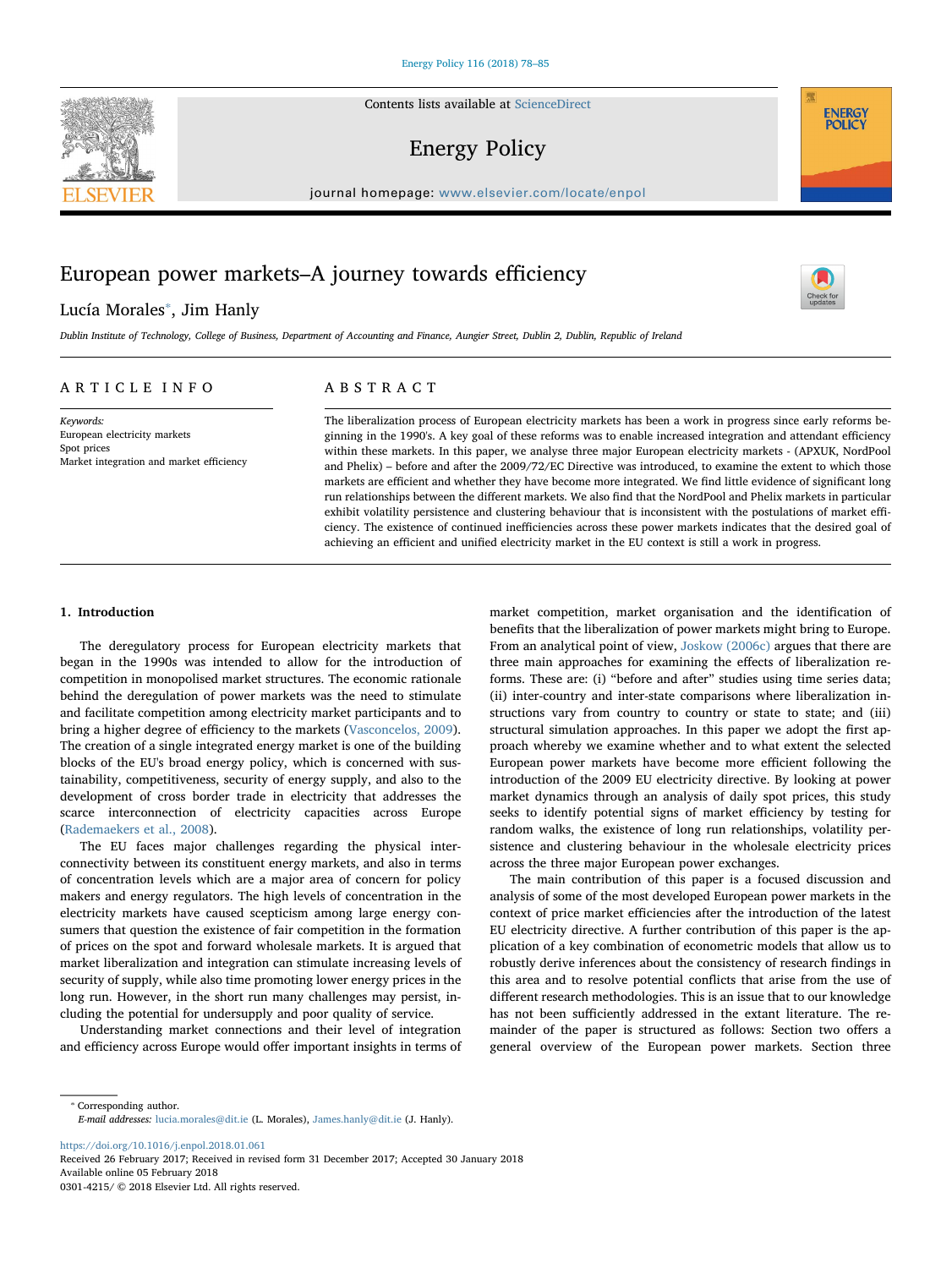# European power markets–A journey towards efficiency

Lucía Morales*, Jim Hanly

*Dublin Institute of Technology, College of Business, Department of Accounting and Finance, Aungier Street, Dublin 2, Dublin, Republic of Ireland*

## ARTICLE INFO

*Keywords:*
European electricity markets
Spot prices
Market integration and market efficiency

## ABSTRACT

The liberalization process of European electricity markets has been a work in progress since early reforms beginning in the 1990's. A key goal of these reforms was to enable increased integration and attendant efficiency within these markets. In this paper, we analyse three major European electricity markets - (APXUK, NordPool and Phelix) – before and after the 2009/72/EC Directive was introduced, to examine the extent to which those markets are efficient and whether they have become more integrated. We find little evidence of significant long run relationships between the different markets. We also find that the NordPool and Phelix markets in particular exhibit volatility persistence and clustering behaviour that is inconsistent with the postulations of market efficiency. The existence of continued inefficiencies across these power markets indicates that the desired goal of achieving an efficient and unified electricity market in the EU context is still a work in progress.

## 1. Introduction

The deregulatory process for European electricity markets that began in the 1990s was intended to allow for the introduction of competition in monopolised market structures. The economic rationale behind the deregulation of power markets was the need to stimulate and facilitate competition among electricity market participants and to bring a higher degree of efficiency to the markets (Vasconcelos, 2009). The creation of a single integrated energy market is one of the building blocks of the EU's broad energy policy, which is concerned with sustainability, competitiveness, security of energy supply, and also to the development of cross border trade in electricity that addresses the scarce interconnection of electricity capacities across Europe (Rademaekers et al., 2008).

The EU faces major challenges regarding the physical interconnectivity between its constituent energy markets, and also in terms of concentration levels which are a major area of concern for policy makers and energy regulators. The high levels of concentration in the electricity markets have caused scepticism among large energy consumers that question the existence of fair competition in the formation of prices on the spot and forward wholesale markets. It is argued that market liberalization and integration can stimulate increasing levels of security of supply, while also time promoting lower energy prices in the long run. However, in the short run many challenges may persist, including the potential for undersupply and poor quality of service.

Understanding market connections and their level of integration and efficiency across Europe would offer important insights in terms of market competition, market organisation and the identification of benefits that the liberalization of power markets might bring to Europe. From an analytical point of view, Joskow (2006c) argues that there are three main approaches for examining the effects of liberalization reforms. These are: (i) "before and after" studies using time series data; (ii) inter-country and inter-state comparisons where liberalization instructions vary from country to country or state to state; and (iii) structural simulation approaches. In this paper we adopt the first approach whereby we examine whether and to what extent the selected European power markets have become more efficient following the introduction of the 2009 EU electricity directive. By looking at power market dynamics through an analysis of daily spot prices, this study seeks to identify potential signs of market efficiency by testing for random walks, the existence of long run relationships, volatility persistence and clustering behaviour in the wholesale electricity prices across the three major European power exchanges.

The main contribution of this paper is a focused discussion and analysis of some of the most developed European power markets in the context of price market efficiencies after the introduction of the latest EU electricity directive. A further contribution of this paper is the application of a key combination of econometric models that allow us to robustly derive inferences about the consistency of research findings in this area and to resolve potential conflicts that arise from the use of different research methodologies. This is an issue that to our knowledge has not been sufficiently addressed in the extant literature. The remainder of the paper is structured as follows: Section two offers a general overview of the European power markets. Section three

---

* Corresponding author.
*E-mail addresses:* lucia.morales@dit.ie (L. Morales), James.hanly@dit.ie (J. Hanly).

https://doi.org/10.1016/j.enpol.2018.01.061
Received 26 February 2017; Received in revised form 31 December 2017; Accepted 30 January 2018
Available online 05 February 2018
0301-4215/ © 2018 Elsevier Ltd. All rights reserved.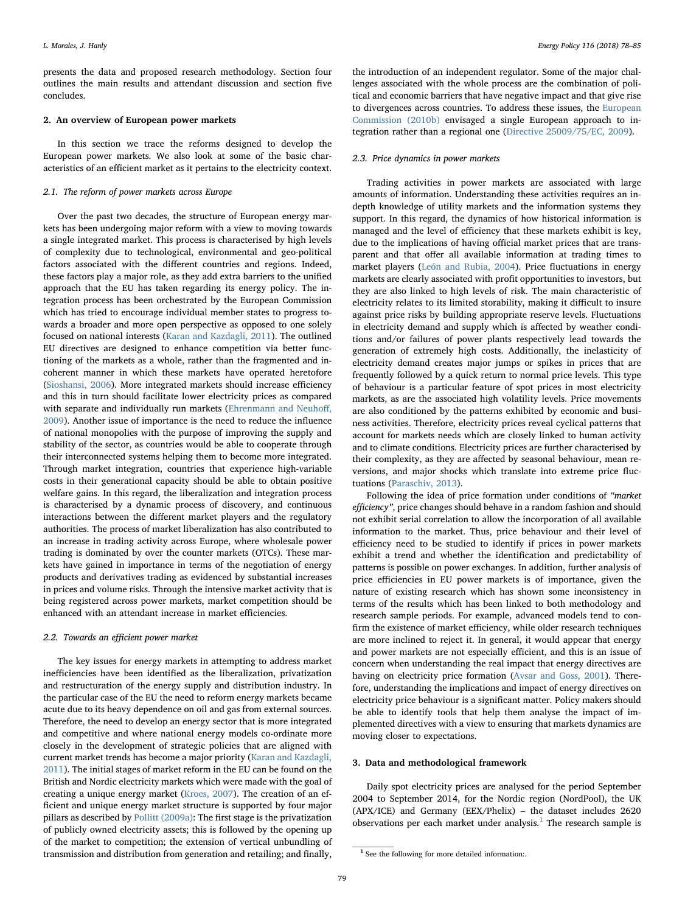presents the data and proposed research methodology. Section four outlines the main results and attendant discussion and section five concludes.

## 2. An overview of European power markets

In this section we trace the reforms designed to develop the European power markets. We also look at some of the basic characteristics of an efficient market as it pertains to the electricity context.

### 2.1. The reform of power markets across Europe

Over the past two decades, the structure of European energy markets has been undergoing major reform with a view to moving towards a single integrated market. This process is characterised by high levels of complexity due to technological, environmental and geo-political factors associated with the different countries and regions. Indeed, these factors play a major role, as they add extra barriers to the unified approach that the EU has taken regarding its energy policy. The integration process has been orchestrated by the European Commission which has tried to encourage individual member states to progress towards a broader and more open perspective as opposed to one solely focused on national interests (Karan and Kazdagli, 2011). The outlined EU directives are designed to enhance competition via better functioning of the markets as a whole, rather than the fragmented and incoherent manner in which these markets have operated heretofore (Sioshansi, 2006). More integrated markets should increase efficiency and this in turn should facilitate lower electricity prices as compared with separate and individually run markets (Ehrenmann and Neuhoff, 2009). Another issue of importance is the need to reduce the influence of national monopolies with the purpose of improving the supply and stability of the sector, as countries would be able to cooperate through their interconnected systems helping them to become more integrated. Through market integration, countries that experience high-variable costs in their generational capacity should be able to obtain positive welfare gains. In this regard, the liberalization and integration process is characterised by a dynamic process of discovery, and continuous interactions between the different market players and the regulatory authorities. The process of market liberalization has also contributed to an increase in trading activity across Europe, where wholesale power trading is dominated by over the counter markets (OTCs). These markets have gained in importance in terms of the negotiation of energy products and derivatives trading as evidenced by substantial increases in prices and volume risks. Through the intensive market activity that is being registered across power markets, market competition should be enhanced with an attendant increase in market efficiencies.

### 2.2. Towards an efficient power market

The key issues for energy markets in attempting to address market inefficiencies have been identified as the liberalization, privatization and restructuration of the energy supply and distribution industry. In the particular case of the EU the need to reform energy markets became acute due to its heavy dependence on oil and gas from external sources. Therefore, the need to develop an energy sector that is more integrated and competitive and where national energy models co-ordinate more closely in the development of strategic policies that are aligned with current market trends has become a major priority (Karan and Kazdagli, 2011). The initial stages of market reform in the EU can be found on the British and Nordic electricity markets which were made with the goal of creating a unique energy market (Kroes, 2007). The creation of an efficient and unique energy market structure is supported by four major pillars as described by Pollitt (2009a): The first stage is the privatization of publicly owned electricity assets; this is followed by the opening up of the market to competition; the extension of vertical unbundling of transmission and distribution from generation and retailing; and finally, the introduction of an independent regulator. Some of the major challenges associated with the whole process are the combination of political and economic barriers that have negative impact and that give rise to divergences across countries. To address these issues, the European Commission (2010b) envisaged a single European approach to integration rather than a regional one (Directive 25009/75/EC, 2009).

### 2.3. Price dynamics in power markets

Trading activities in power markets are associated with large amounts of information. Understanding these activities requires an in-depth knowledge of utility markets and the information systems they support. In this regard, the dynamics of how historical information is managed and the level of efficiency that these markets exhibit is key, due to the implications of having official market prices that are transparent and that offer all available information at trading times to market players (León and Rubia, 2004). Price fluctuations in energy markets are clearly associated with profit opportunities to investors, but they are also linked to high levels of risk. The main characteristic of electricity relates to its limited storability, making it difficult to insure against price risks by building appropriate reserve levels. Fluctuations in electricity demand and supply which is affected by weather conditions and/or failures of power plants respectively lead towards the generation of extremely high costs. Additionally, the inelasticity of electricity demand creates major jumps or spikes in prices that are frequently followed by a quick return to normal price levels. This type of behaviour is a particular feature of spot prices in most electricity markets, as are the associated high volatility levels. Price movements are also conditioned by the patterns exhibited by economic and business activities. Therefore, electricity prices reveal cyclical patterns that account for markets needs which are closely linked to human activity and to climate conditions. Electricity prices are further characterised by their complexity, as they are affected by seasonal behaviour, mean reversions, and major shocks which translate into extreme price fluctuations (Paraschiv, 2013).

Following the idea of price formation under conditions of *"market efficiency"*, price changes should behave in a random fashion and should not exhibit serial correlation to allow the incorporation of all available information to the market. Thus, price behaviour and their level of efficiency need to be studied to identify if prices in power markets exhibit a trend and whether the identification and predictability of patterns is possible on power exchanges. In addition, further analysis of price efficiencies in EU power markets is of importance, given the nature of existing research which has shown some inconsistency in terms of the results which has been linked to both methodology and research sample periods. For example, advanced models tend to confirm the existence of market efficiency, while older research techniques are more inclined to reject it. In general, it would appear that energy and power markets are not especially efficient, and this is an issue of concern when understanding the real impact that energy directives are having on electricity price formation (Avsar and Goss, 2001). Therefore, understanding the implications and impact of energy directives on electricity price behaviour is a significant matter. Policy makers should be able to identify tools that help them analyse the impact of implemented directives with a view to ensuring that markets dynamics are moving closer to expectations.

## 3. Data and methodological framework

Daily spot electricity prices are analysed for the period September 2004 to September 2014, for the Nordic region (NordPool), the UK (APX/ICE) and Germany (EEX/Phelix) – the dataset includes 2620 observations per each market under analysis.[1] The research sample is

[1] See the following for more detailed information:.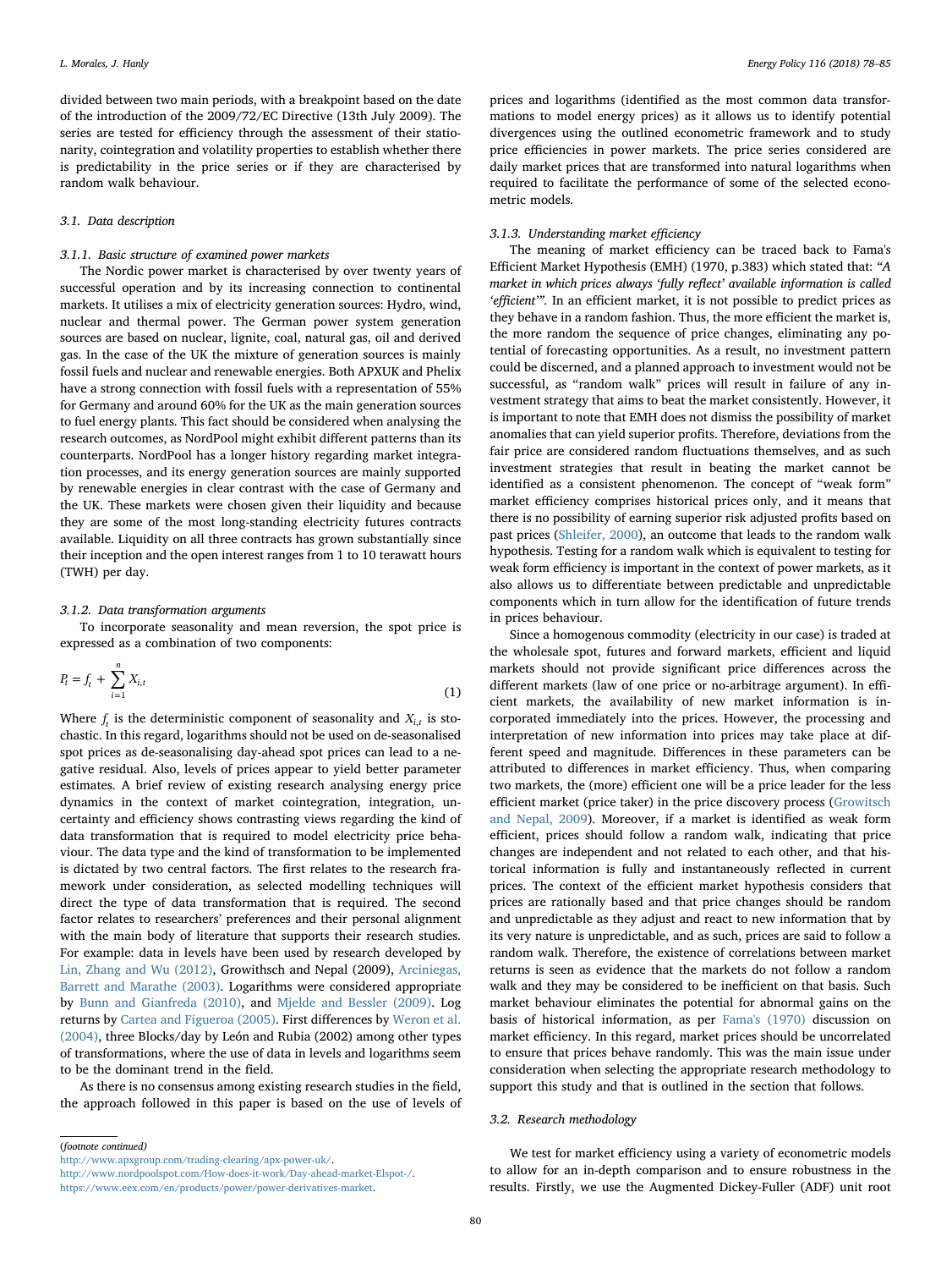divided between two main periods, with a breakpoint based on the date of the introduction of the 2009/72/EC Directive (13th July 2009). The series are tested for efficiency through the assessment of their stationarity, cointegration and volatility properties to establish whether there is predictability in the price series or if they are characterised by random walk behaviour.

### 3.1. Data description

#### 3.1.1. Basic structure of examined power markets

The Nordic power market is characterised by over twenty years of successful operation and by its increasing connection to continental markets. It utilises a mix of electricity generation sources: Hydro, wind, nuclear and thermal power. The German power system generation sources are based on nuclear, lignite, coal, natural gas, oil and derived gas. In the case of the UK the mixture of generation sources is mainly fossil fuels and nuclear and renewable energies. Both APXUK and Phelix have a strong connection with fossil fuels with a representation of 55% for Germany and around 60% for the UK as the main generation sources to fuel energy plants. This fact should be considered when analysing the research outcomes, as NordPool might exhibit different patterns than its counterparts. NordPool has a longer history regarding market integration processes, and its energy generation sources are mainly supported by renewable energies in clear contrast with the case of Germany and the UK. These markets were chosen given their liquidity and because they are some of the most long-standing electricity futures contracts available. Liquidity on all three contracts has grown substantially since their inception and the open interest ranges from 1 to 10 terawatt hours (TWH) per day.

#### 3.1.2. Data transformation arguments

To incorporate seasonality and mean reversion, the spot price is expressed as a combination of two components:

$$P_t = f_t + \sum_{i=1}^{n} X_{i,t} \tag{1}$$

Where $f_t$ is the deterministic component of seasonality and $X_{i,t}$ is stochastic. In this regard, logarithms should not be used on de-seasonalised spot prices as de-seasonalising day-ahead spot prices can lead to a negative residual. Also, levels of prices appear to yield better parameter estimates. A brief review of existing research analysing energy price dynamics in the context of market cointegration, integration, uncertainty and efficiency shows contrasting views regarding the kind of data transformation that is required to model electricity price behaviour. The data type and the kind of transformation to be implemented is dictated by two central factors. The first relates to the research framework under consideration, as selected modelling techniques will direct the type of data transformation that is required. The second factor relates to researchers' preferences and their personal alignment with the main body of literature that supports their research studies. For example: data in levels have been used by research developed by Lin, Zhang and Wu (2012), Growithsch and Nepal (2009), Arciniegas, Barrett and Marathe (2003). Logarithms were considered appropriate by Bunn and Gianfreda (2010), and Mjelde and Bessler (2009). Log returns by Cartea and Figueroa (2005). First differences by Weron et al. (2004), three Blocks/day by León and Rubia (2002) among other types of transformations, where the use of data in levels and logarithms seem to be the dominant trend in the field.

As there is no consensus among existing research studies in the field, the approach followed in this paper is based on the use of levels of prices and logarithms (identified as the most common data transformations to model energy prices) as it allows us to identify potential divergences using the outlined econometric framework and to study price efficiencies in power markets. The price series considered are daily market prices that are transformed into natural logarithms when required to facilitate the performance of some of the selected econometric models.

#### 3.1.3. Understanding market efficiency

The meaning of market efficiency can be traced back to Fama's Efficient Market Hypothesis (EMH) (1970, p.383) which stated that: *"A market in which prices always 'fully reflect' available information is called 'efficient'"*. In an efficient market, it is not possible to predict prices as they behave in a random fashion. Thus, the more efficient the market is, the more random the sequence of price changes, eliminating any potential of forecasting opportunities. As a result, no investment pattern could be discerned, and a planned approach to investment would not be successful, as "random walk" prices will result in failure of any investment strategy that aims to beat the market consistently. However, it is important to note that EMH does not dismiss the possibility of market anomalies that can yield superior profits. Therefore, deviations from the fair price are considered random fluctuations themselves, and as such investment strategies that result in beating the market cannot be identified as a consistent phenomenon. The concept of "weak form" market efficiency comprises historical prices only, and it means that there is no possibility of earning superior risk adjusted profits based on past prices (Shleifer, 2000), an outcome that leads to the random walk hypothesis. Testing for a random walk which is equivalent to testing for weak form efficiency is important in the context of power markets, as it also allows us to differentiate between predictable and unpredictable components which in turn allow for the identification of future trends in prices behaviour.

Since a homogenous commodity (electricity in our case) is traded at the wholesale spot, futures and forward markets, efficient and liquid markets should not provide significant price differences across the different markets (law of one price or no-arbitrage argument). In efficient markets, the availability of new market information is incorporated immediately into the prices. However, the processing and interpretation of new information into prices may take place at different speed and magnitude. Differences in these parameters can be attributed to differences in market efficiency. Thus, when comparing two markets, the (more) efficient one will be a price leader for the less efficient market (price taker) in the price discovery process (Growitsch and Nepal, 2009). Moreover, if a market is identified as weak form efficient, prices should follow a random walk, indicating that price changes are independent and not related to each other, and that historical information is fully and instantaneously reflected in current prices. The context of the efficient market hypothesis considers that prices are rationally based and that price changes should be random and unpredictable as they adjust and react to new information that by its very nature is unpredictable, and as such, prices are said to follow a random walk. Therefore, the existence of correlations between market returns is seen as evidence that the markets do not follow a random walk and they may be considered to be inefficient on that basis. Such market behaviour eliminates the potential for abnormal gains on the basis of historical information, as per Fama's (1970) discussion on market efficiency. In this regard, market prices should be uncorrelated to ensure that prices behave randomly. This was the main issue under consideration when selecting the appropriate research methodology to support this study and that is outlined in the section that follows.

### 3.2. Research methodology

We test for market efficiency using a variety of econometric models to allow for an in-depth comparison and to ensure robustness in the results. Firstly, we use the Augmented Dickey-Fuller (ADF) unit root

(footnote continued)

http://www.apxgroup.com/trading-clearing/apx-power-uk/.

http://www.nordpoolspot.com/How-does-it-work/Day-ahead-market-Elspot-/.

https://www.eex.com/en/products/power/power-derivatives-market.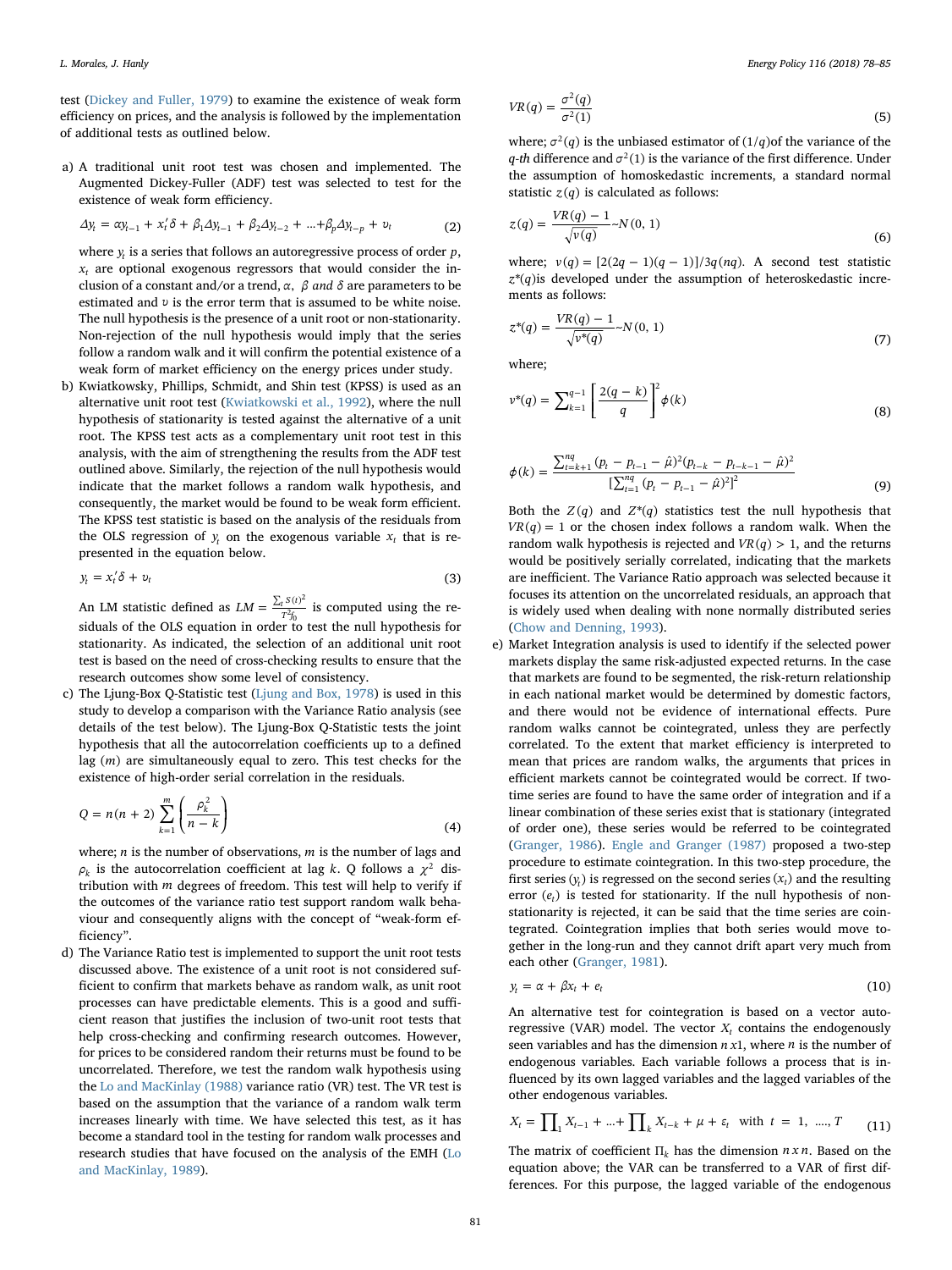test (Dickey and Fuller, 1979) to examine the existence of weak form efficiency on prices, and the analysis is followed by the implementation of additional tests as outlined below.

a) A traditional unit root test was chosen and implemented. The Augmented Dickey-Fuller (ADF) test was selected to test for the existence of weak form efficiency.

$$\Delta y_t = \alpha y_{t-1} + x_t'\delta + \beta_1 \Delta y_{t-1} + \beta_2 \Delta y_{t-2} + \ldots + \beta_p \Delta y_{t-p} + \upsilon_t \tag{2}$$

where $y_t$ is a series that follows an autoregressive process of order $p$, $x_t$ are optional exogenous regressors that would consider the inclusion of a constant and/or a trend, $\alpha$, $\beta$ *and* $\delta$ are parameters to be estimated and $\upsilon$ is the error term that is assumed to be white noise. The null hypothesis is the presence of a unit root or non-stationarity. Non-rejection of the null hypothesis would imply that the series follow a random walk and it will confirm the potential existence of a weak form of market efficiency on the energy prices under study.

b) Kwiatkowsky, Phillips, Schmidt, and Shin test (KPSS) is used as an alternative unit root test (Kwiatkowski et al., 1992), where the null hypothesis of stationarity is tested against the alternative of a unit root. The KPSS test acts as a complementary unit root test in this analysis, with the aim of strengthening the results from the ADF test outlined above. Similarly, the rejection of the null hypothesis would indicate that the market follows a random walk hypothesis, and consequently, the market would be found to be weak form efficient. The KPSS test statistic is based on the analysis of the residuals from the OLS regression of $y_t$ on the exogenous variable $x_t$ that is represented in the equation below.

$$y_t = x_t'\delta + \upsilon_t \tag{3}$$

An LM statistic defined as $LM = \frac{\sum_t S(t)^2}{T^2 f_0}$ is computed using the residuals of the OLS equation in order to test the null hypothesis for stationarity. As indicated, the selection of an additional unit root test is based on the need of cross-checking results to ensure that the research outcomes show some level of consistency.

c) The Ljung-Box Q-Statistic test (Ljung and Box, 1978) is used in this study to develop a comparison with the Variance Ratio analysis (see details of the test below). The Ljung-Box Q-Statistic tests the joint hypothesis that all the autocorrelation coefficients up to a defined lag ($m$) are simultaneously equal to zero. This test checks for the existence of high-order serial correlation in the residuals.

$$Q = n(n+2)\sum_{k=1}^{m}\left(\frac{\rho_k^2}{n-k}\right) \tag{4}$$

where; $n$ is the number of observations, $m$ is the number of lags and $\rho_k$ is the autocorrelation coefficient at lag $k$. Q follows a $\chi^2$ distribution with $m$ degrees of freedom. This test will help to verify if the outcomes of the variance ratio test support random walk behaviour and consequently aligns with the concept of "weak-form efficiency".

d) The Variance Ratio test is implemented to support the unit root tests discussed above. The existence of a unit root is not considered sufficient to confirm that markets behave as random walk, as unit root processes can have predictable elements. This is a good and sufficient reason that justifies the inclusion of two-unit root tests that help cross-checking and confirming research outcomes. However, for prices to be considered random their returns must be found to be uncorrelated. Therefore, we test the random walk hypothesis using the Lo and MacKinlay (1988) variance ratio (VR) test. The VR test is based on the assumption that the variance of a random walk term increases linearly with time. We have selected this test, as it has become a standard tool in the testing for random walk processes and research studies that have focused on the analysis of the EMH (Lo and MacKinlay, 1989).

$$VR(q) = \frac{\sigma^2(q)}{\sigma^2(1)} \tag{5}$$

where; $\sigma^2(q)$ is the unbiased estimator of $(1/q)$of the variance of the *q-th* difference and $\sigma^2(1)$ is the variance of the first difference. Under the assumption of homoskedastic increments, a standard normal statistic $z(q)$ is calculated as follows:

$$z(q) = \frac{VR(q) - 1}{\sqrt{v(q)}} \sim N(0, 1) \tag{6}$$

where; $v(q) = [2(2q-1)(q-1)]/3q(nq)$. A second test statistic $z^*(q)$is developed under the assumption of heteroskedastic increments as follows:

$$z^*(q) = \frac{VR(q) - 1}{\sqrt{v^*(q)}} \sim N(0, 1) \tag{7}$$

where;

$$v^*(q) = \sum_{k=1}^{q-1}\left[\frac{2(q-k)}{q}\right]^2 \phi(k) \tag{8}$$

$$\phi(k) = \frac{\sum_{t=k+1}^{nq}(p_t - p_{t-1} - \hat{\mu})^2 (p_{t-k} - p_{t-k-1} - \hat{\mu})^2}{\left[\sum_{t=1}^{nq}(p_t - p_{t-1} - \hat{\mu})^2\right]^2} \tag{9}$$

Both the $Z(q)$ and $Z^*(q)$ statistics test the null hypothesis that $VR(q) = 1$ or the chosen index follows a random walk. When the random walk hypothesis is rejected and $VR(q) > 1$, and the returns would be positively serially correlated, indicating that the markets are inefficient. The Variance Ratio approach was selected because it focuses its attention on the uncorrelated residuals, an approach that is widely used when dealing with none normally distributed series (Chow and Denning, 1993).

e) Market Integration analysis is used to identify if the selected power markets display the same risk-adjusted expected returns. In the case that markets are found to be segmented, the risk-return relationship in each national market would be determined by domestic factors, and there would not be evidence of international effects. Pure random walks cannot be cointegrated, unless they are perfectly correlated. To the extent that market efficiency is interpreted to mean that prices are random walks, the arguments that prices in efficient markets cannot be cointegrated would be correct. If two-time series are found to have the same order of integration and if a linear combination of these series exist that is stationary (integrated of order one), these series would be referred to be cointegrated (Granger, 1986). Engle and Granger (1987) proposed a two-step procedure to estimate cointegration. In this two-step procedure, the first series ($y_t$) is regressed on the second series ($x_t$) and the resulting error ($e_t$) is tested for stationarity. If the null hypothesis of non-stationarity is rejected, it can be said that the time series are cointegrated. Cointegration implies that both series would move together in the long-run and they cannot drift apart very much from each other (Granger, 1981).

$$y_t = \alpha + \beta x_t + e_t \tag{10}$$

An alternative test for cointegration is based on a vector autoregressive (VAR) model. The vector $X_t$ contains the endogenously seen variables and has the dimension $n\,x1$, where $n$ is the number of endogenous variables. Each variable follows a process that is influenced by its own lagged variables and the lagged variables of the other endogenous variables.

$$X_t = \prod\nolimits_1 X_{t-1} + \ldots + \prod\nolimits_k X_{t-k} + \mu + \varepsilon_t \quad \text{with} \quad t = 1, \ \ldots, T \tag{11}$$

The matrix of coefficient $\Pi_k$ has the dimension $n\,x\,n$. Based on the equation above; the VAR can be transferred to a VAR of first differences. For this purpose, the lagged variable of the endogenous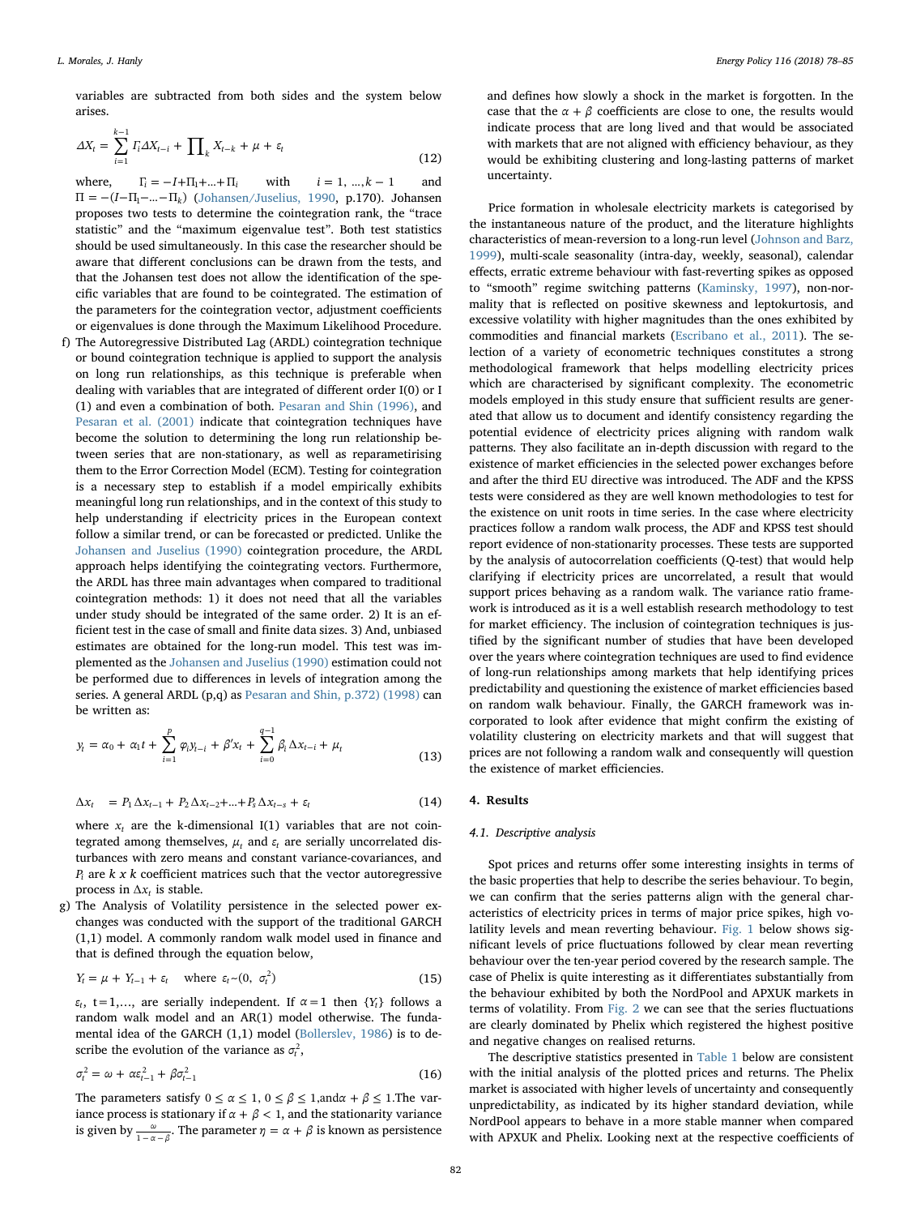variables are subtracted from both sides and the system below arises.

$$\Delta X_t = \sum_{i=1}^{k-1} \Gamma_i \Delta X_{t-i} + \prod_k X_{t-k} + \mu + \varepsilon_t \tag{12}$$

where, $\Gamma_i = -I + \Pi_1 + ... + \Pi_i$ with $i = 1, ..., k-1$ and $\Pi = -(I - \Pi_1 - ... - \Pi_k)$ (Johansen/Juselius, 1990, p.170). Johansen proposes two tests to determine the cointegration rank, the "trace statistic" and the "maximum eigenvalue test". Both test statistics should be used simultaneously. In this case the researcher should be aware that different conclusions can be drawn from the tests, and that the Johansen test does not allow the identification of the specific variables that are found to be cointegrated. The estimation of the parameters for the cointegration vector, adjustment coefficients or eigenvalues is done through the Maximum Likelihood Procedure.

f) The Autoregressive Distributed Lag (ARDL) cointegration technique or bound cointegration technique is applied to support the analysis on long run relationships, as this technique is preferable when dealing with variables that are integrated of different order I(0) or I (1) and even a combination of both. Pesaran and Shin (1996), and Pesaran et al. (2001) indicate that cointegration techniques have become the solution to determining the long run relationship between series that are non-stationary, as well as reparametirising them to the Error Correction Model (ECM). Testing for cointegration is a necessary step to establish if a model empirically exhibits meaningful long run relationships, and in the context of this study to help understanding if electricity prices in the European context follow a similar trend, or can be forecasted or predicted. Unlike the Johansen and Juselius (1990) cointegration procedure, the ARDL approach helps identifying the cointegrating vectors. Furthermore, the ARDL has three main advantages when compared to traditional cointegration methods: 1) it does not need that all the variables under study should be integrated of the same order. 2) It is an efficient test in the case of small and finite data sizes. 3) And, unbiased estimates are obtained for the long-run model. This test was implemented as the Johansen and Juselius (1990) estimation could not be performed due to differences in levels of integration among the series. A general ARDL (p,q) as Pesaran and Shin, p.372) (1998) can be written as:

$$y_t = \alpha_0 + \alpha_1 t + \sum_{i=1}^{p} \varphi_i y_{t-i} + \beta' x_t + \sum_{i=0}^{q-1} \beta_i \, \Delta x_{t-i} + \mu_t \tag{13}$$

$$\Delta x_t \quad = P_1 \Delta x_{t-1} + P_2 \Delta x_{t-2} + ... + P_s \Delta x_{t-s} + \varepsilon_t \tag{14}$$

where $x_t$ are the k-dimensional I(1) variables that are not cointegrated among themselves, $\mu_t$ and $\varepsilon_t$ are serially uncorrelated disturbances with zero means and constant variance-covariances, and $P_i$ are $k \times k$ coefficient matrices such that the vector autoregressive process in $\Delta x_t$ is stable.

g) The Analysis of Volatility persistence in the selected power exchanges was conducted with the support of the traditional GARCH (1,1) model. A commonly random walk model used in finance and that is defined through the equation below,

$$Y_t = \mu + Y_{t-1} + \varepsilon_t \quad \text{where } \varepsilon_t \sim (0, \sigma_t^2) \tag{15}$$

$\varepsilon_t$, t = 1,..., are serially independent. If $\alpha = 1$ then $\{Y_t\}$ follows a random walk model and an AR(1) model otherwise. The fundamental idea of the GARCH (1,1) model (Bollerslev, 1986) is to describe the evolution of the variance as $\sigma_t^2$,

$$\sigma_t^2 = \omega + \alpha \varepsilon_{t-1}^2 + \beta \sigma_{t-1}^2 \tag{16}$$

The parameters satisfy $0 \le \alpha \le 1$, $0 \le \beta \le 1$, and $\alpha + \beta \le 1$. The variance process is stationary if $\alpha + \beta < 1$, and the stationarity variance is given by $\frac{\omega}{1-\alpha-\beta}$. The parameter $\eta = \alpha + \beta$ is known as persistence and defines how slowly a shock in the market is forgotten. In the case that the $\alpha + \beta$ coefficients are close to one, the results would indicate process that are long lived and that would be associated with markets that are not aligned with efficiency behaviour, as they would be exhibiting clustering and long-lasting patterns of market uncertainty.

Price formation in wholesale electricity markets is categorised by the instantaneous nature of the product, and the literature highlights characteristics of mean-reversion to a long-run level (Johnson and Barz, 1999), multi-scale seasonality (intra-day, weekly, seasonal), calendar effects, erratic extreme behaviour with fast-reverting spikes as opposed to "smooth" regime switching patterns (Kaminsky, 1997), non-normality that is reflected on positive skewness and leptokurtosis, and excessive volatility with higher magnitudes than the ones exhibited by commodities and financial markets (Escribano et al., 2011). The selection of a variety of econometric techniques constitutes a strong methodological framework that helps modelling electricity prices which are characterised by significant complexity. The econometric models employed in this study ensure that sufficient results are generated that allow us to document and identify consistency regarding the potential evidence of electricity prices aligning with random walk patterns. They also facilitate an in-depth discussion with regard to the existence of market efficiencies in the selected power exchanges before and after the third EU directive was introduced. The ADF and the KPSS tests were considered as they are well known methodologies to test for the existence on unit roots in time series. In the case where electricity practices follow a random walk process, the ADF and KPSS test should report evidence of non-stationarity processes. These tests are supported by the analysis of autocorrelation coefficients (Q-test) that would help clarifying if electricity prices are uncorrelated, a result that would support prices behaving as a random walk. The variance ratio framework is introduced as it is a well establish research methodology to test for market efficiency. The inclusion of cointegration techniques is justified by the significant number of studies that have been developed over the years where cointegration techniques are used to find evidence of long-run relationships among markets that help identifying prices predictability and questioning the existence of market efficiencies based on random walk behaviour. Finally, the GARCH framework was incorporated to look after evidence that might confirm the existing of volatility clustering on electricity markets and that will suggest that prices are not following a random walk and consequently will question the existence of market efficiencies.

## 4. Results

### 4.1. Descriptive analysis

Spot prices and returns offer some interesting insights in terms of the basic properties that help to describe the series behaviour. To begin, we can confirm that the series patterns align with the general characteristics of electricity prices in terms of major price spikes, high volatility levels and mean reverting behaviour. Fig. 1 below shows significant levels of price fluctuations followed by clear mean reverting behaviour over the ten-year period covered by the research sample. The case of Phelix is quite interesting as it differentiates substantially from the behaviour exhibited by both the NordPool and APXUK markets in terms of volatility. From Fig. 2 we can see that the series fluctuations are clearly dominated by Phelix which registered the highest positive and negative changes on realised returns.

The descriptive statistics presented in Table 1 below are consistent with the initial analysis of the plotted prices and returns. The Phelix market is associated with higher levels of uncertainty and consequently unpredictability, as indicated by its higher standard deviation, while NordPool appears to behave in a more stable manner when compared with APXUK and Phelix. Looking next at the respective coefficients of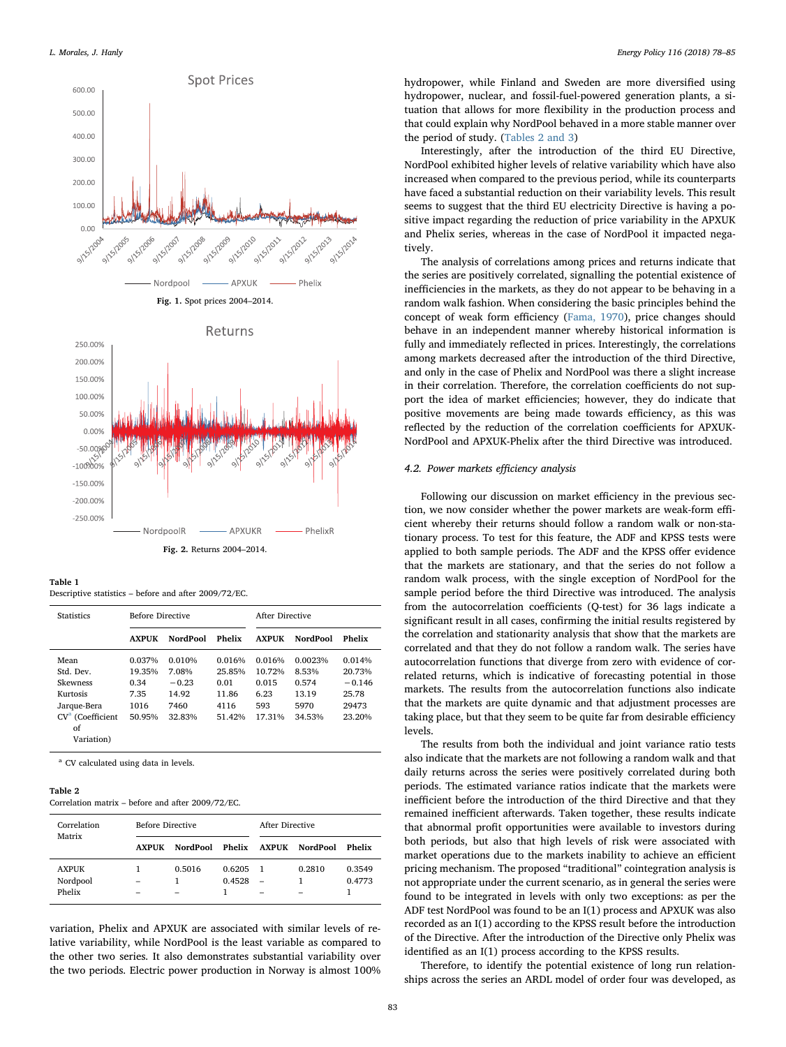Fig. 1. Spot prices 2004–2014.

Fig. 2. Returns 2004–2014.

**Table 1**
Descriptive statistics – before and after 2009/72/EC.

| Statistics | Before Directive | | | After Directive | | |
|---|---|---|---|---|---|---|
| | AXPUK | NordPool | Phelix | AXPUK | NordPool | Phelix |
| Mean | 0.037% | 0.010% | 0.016% | 0.016% | 0.0023% | 0.014% |
| Std. Dev. | 19.35% | 7.08% | 25.85% | 10.72% | 8.53% | 20.73% |
| Skewness | 0.34 | −0.23 | 0.01 | 0.015 | 0.574 | −0.146 |
| Kurtosis | 7.35 | 14.92 | 11.86 | 6.23 | 13.19 | 25.78 |
| Jarque-Bera | 1016 | 7460 | 4116 | 593 | 5970 | 29473 |
| CV[a] (Coefficient of Variation) | 50.95% | 32.83% | 51.42% | 17.31% | 34.53% | 23.20% |

[a] CV calculated using data in levels.

**Table 2**
Correlation matrix – before and after 2009/72/EC.

| Correlation Matrix | Before Directive | | | After Directive | | |
|---|---|---|---|---|---|---|
| | AXPUK | NordPool | Phelix | AXPUK | NordPool | Phelix |
| AXPUK | 1 | 0.5016 | 0.6205 | 1 | 0.2810 | 0.3549 |
| Nordpool | – | 1 | 0.4528 | – | 1 | 0.4773 |
| Phelix | – | – | 1 | – | – | 1 |

variation, Phelix and APXUK are associated with similar levels of relative variability, while NordPool is the least variable as compared to the other two series. It also demonstrates substantial variability over the two periods. Electric power production in Norway is almost 100% hydropower, while Finland and Sweden are more diversified using hydropower, nuclear, and fossil-fuel-powered generation plants, a situation that allows for more flexibility in the production process and that could explain why NordPool behaved in a more stable manner over the period of study. (Tables 2 and 3)

Interestingly, after the introduction of the third EU Directive, NordPool exhibited higher levels of relative variability which have also increased when compared to the previous period, while its counterparts have faced a substantial reduction on their variability levels. This result seems to suggest that the third EU electricity Directive is having a positive impact regarding the reduction of price variability in the APXUK and Phelix series, whereas in the case of NordPool it impacted negatively.

The analysis of correlations among prices and returns indicate that the series are positively correlated, signalling the potential existence of inefficiencies in the markets, as they do not appear to be behaving in a random walk fashion. When considering the basic principles behind the concept of weak form efficiency (Fama, 1970), price changes should behave in an independent manner whereby historical information is fully and immediately reflected in prices. Interestingly, the correlations among markets decreased after the introduction of the third Directive, and only in the case of Phelix and NordPool was there a slight increase in their correlation. Therefore, the correlation coefficients do not support the idea of market efficiencies; however, they do indicate that positive movements are being made towards efficiency, as this was reflected by the reduction of the correlation coefficients for APXUK-NordPool and APXUK-Phelix after the third Directive was introduced.

### 4.2. Power markets efficiency analysis

Following our discussion on market efficiency in the previous section, we now consider whether the power markets are weak-form efficient whereby their returns should follow a random walk or non-stationary process. To test for this feature, the ADF and KPSS tests were applied to both sample periods. The ADF and the KPSS offer evidence that the markets are stationary, and that the series do not follow a random walk process, with the single exception of NordPool for the sample period before the third Directive was introduced. The analysis from the autocorrelation coefficients (Q-test) for 36 lags indicate a significant result in all cases, confirming the initial results registered by the correlation and stationarity analysis that show that the markets are correlated and that they do not follow a random walk. The series have autocorrelation functions that diverge from zero with evidence of correlated returns, which is indicative of forecasting potential in those markets. The results from the autocorrelation functions also indicate that the markets are quite dynamic and that adjustment processes are taking place, but that they seem to be quite far from desirable efficiency levels.

The results from both the individual and joint variance ratio tests also indicate that the markets are not following a random walk and that daily returns across the series were positively correlated during both periods. The estimated variance ratios indicate that the markets were inefficient before the introduction of the third Directive and that they remained inefficient afterwards. Taken together, these results indicate that abnormal profit opportunities were available to investors during both periods, but also that high levels of risk were associated with market operations due to the markets inability to achieve an efficient pricing mechanism. The proposed "traditional" cointegration analysis is not appropriate under the current scenario, as in general the series were found to be integrated in levels with only two exceptions: as per the ADF test NordPool was found to be an I(1) process and APXUK was also recorded as an I(1) according to the KPSS result before the introduction of the Directive. After the introduction of the Directive only Phelix was identified as an I(1) process according to the KPSS results.

Therefore, to identify the potential existence of long run relationships across the series an ARDL model of order four was developed, as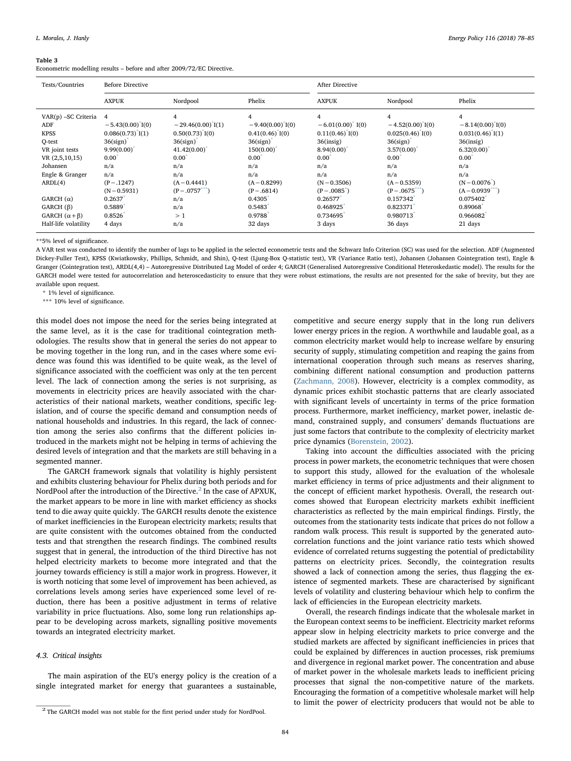**Table 3**
Econometric modelling results – before and after 2009/72/EC Directive.

| Tests/Countries | Before Directive | | | After Directive | | |
|---|---|---|---|---|---|---|
| | AXPUK | Nordpool | Phelix | AXPUK | Nordpool | Phelix |
| VAR(p) –SC Criteria | 4 | 4 | 4 | 4 | 4 | 4 |
| ADF | −5.43(0.00)* I(0) | −29.46(0.00)* I(1) | −9.40(0.00)* I(0) | −6.01(0.00)* I(0) | −4.52(0.00)* I(0) | −8.14(0.00)* I(0) |
| KPSS | 0.086(0.73)* I(1) | 0.50(0.73)* I(0) | 0.41(0.46)* I(0) | 0.11(0.46)* I(0) | 0.025(0.46)* I(0) | 0.031(0.46)* I(1) |
| Q-test | 36(sign)* | 36(sign)* | 36(sign)* | 36(insig) | 36(sign)* | 36(insig) |
| VR joint tests | 9.99(0.00)* | 41.42(0.00)* | 150(0.00)* | 8.94(0.00)* | 3.57(0.00)* | 6.32(0.00)* |
| VR (2,5,10,15) | 0.00* | 0.00* | 0.00* | 0.00* | 0.00* | 0.00* |
| Johansen | n/a | n/a | n/a | n/a | n/a | n/a |
| Engle & Granger | n/a | n/a | n/a | n/a | n/a | n/a |
| ARDL(4) | (P −.1247) (N −0.5931) | (A −0.4441) (P −.0757***) | (A −0.8299) (P −.6814) | (N −0.3506) (P −.0085*) | (A −0.5359) (P −.0675***) | (N −0.0076*) (A −0.0939***) |
| GARCH (α) | 0.2637* | n/a | 0.4305* | 0.26577* | 0.157342* | 0.075402* |
| GARCH (β) | 0.5889* | n/a | 0.5483* | 0.468925* | 0.823371* | 0.89068* |
| GARCH (α + β) | 0.8526* | > 1 | 0.9788* | 0.734695* | 0.980713* | 0.966082* |
| Half-life volatility | 4 days | n/a | 32 days | 3 days | 36 days | 21 days |

**5% level of significance.

A VAR test was conducted to identify the number of lags to be applied in the selected econometric tests and the Schwarz Info Criterion (SC) was used for the selection. ADF (Augmented Dickey-Fuller Test), KPSS (Kwiatkowsky, Phillips, Schmidt, and Shin), Q-test (Ljung-Box Q-statistic test), VR (Variance Ratio test), Johansen (Johansen Cointegration test), Engle & Granger (Cointegration test), ARDL(4,4) – Autoregressive Distributed Lag Model of order 4; GARCH (Generalised Autoregressive Conditional Heteroskedastic model). The results for the GARCH model were tested for autocorrelation and heteroscedasticity to ensure that they were robust estimations, the results are not presented for the sake of brevity, but they are available upon request.

\* 1% level of significance.

\*** 10% level of significance.

this model does not impose the need for the series being integrated at the same level, as it is the case for traditional cointegration methodologies. The results show that in general the series do not appear to be moving together in the long run, and in the cases where some evidence was found this was identified to be quite weak, as the level of significance associated with the coefficient was only at the ten percent level. The lack of connection among the series is not surprising, as movements in electricity prices are heavily associated with the characteristics of their national markets, weather conditions, specific legislation, and of course the specific demand and consumption needs of national households and industries. In this regard, the lack of connection among the series also confirms that the different policies introduced in the markets might not be helping in terms of achieving the desired levels of integration and that the markets are still behaving in a segmented manner.

The GARCH framework signals that volatility is highly persistent and exhibits clustering behaviour for Phelix during both periods and for NordPool after the introduction of the Directive.[2] In the case of APXUK, the market appears to be more in line with market efficiency as shocks tend to die away quite quickly. The GARCH results denote the existence of market inefficiencies in the European electricity markets; results that are quite consistent with the outcomes obtained from the conducted tests and that strengthen the research findings. The combined results suggest that in general, the introduction of the third Directive has not helped electricity markets to become more integrated and that the journey towards efficiency is still a major work in progress. However, it is worth noticing that some level of improvement has been achieved, as correlations levels among series have experienced some level of reduction, there has been a positive adjustment in terms of relative variability in price fluctuations. Also, some long run relationships appear to be developing across markets, signalling positive movements towards an integrated electricity market.

### 4.3. Critical insights

The main aspiration of the EU's energy policy is the creation of a single integrated market for energy that guarantees a sustainable, competitive and secure energy supply that in the long run delivers lower energy prices in the region. A worthwhile and laudable goal, as a common electricity market would help to increase welfare by ensuring security of supply, stimulating competition and reaping the gains from international cooperation through such means as reserves sharing, combining different national consumption and production patterns (Zachmann, 2008). However, electricity is a complex commodity, as dynamic prices exhibit stochastic patterns that are clearly associated with significant levels of uncertainty in terms of the price formation process. Furthermore, market inefficiency, market power, inelastic demand, constrained supply, and consumers' demands fluctuations are just some factors that contribute to the complexity of electricity market price dynamics (Borenstein, 2002).

Taking into account the difficulties associated with the pricing process in power markets, the econometric techniques that were chosen to support this study, allowed for the evaluation of the wholesale market efficiency in terms of price adjustments and their alignment to the concept of efficient market hypothesis. Overall, the research outcomes showed that European electricity markets exhibit inefficient characteristics as reflected by the main empirical findings. Firstly, the outcomes from the stationarity tests indicate that prices do not follow a random walk process. This result is supported by the generated autocorrelation functions and the joint variance ratio tests which showed evidence of correlated returns suggesting the potential of predictability patterns on electricity prices. Secondly, the cointegration results showed a lack of connection among the series, thus flagging the existence of segmented markets. These are characterised by significant levels of volatility and clustering behaviour which help to confirm the lack of efficiencies in the European electricity markets.

Overall, the research findings indicate that the wholesale market in the European context seems to be inefficient. Electricity market reforms appear slow in helping electricity markets to price converge and the studied markets are affected by significant inefficiencies in prices that could be explained by differences in auction processes, risk premiums and divergence in regional market power. The concentration and abuse of market power in the wholesale markets leads to inefficient pricing processes that signal the non-competitive nature of the markets. Encouraging the formation of a competitive wholesale market will help to limit the power of electricity producers that would not be able to

[2] The GARCH model was not stable for the first period under study for NordPool.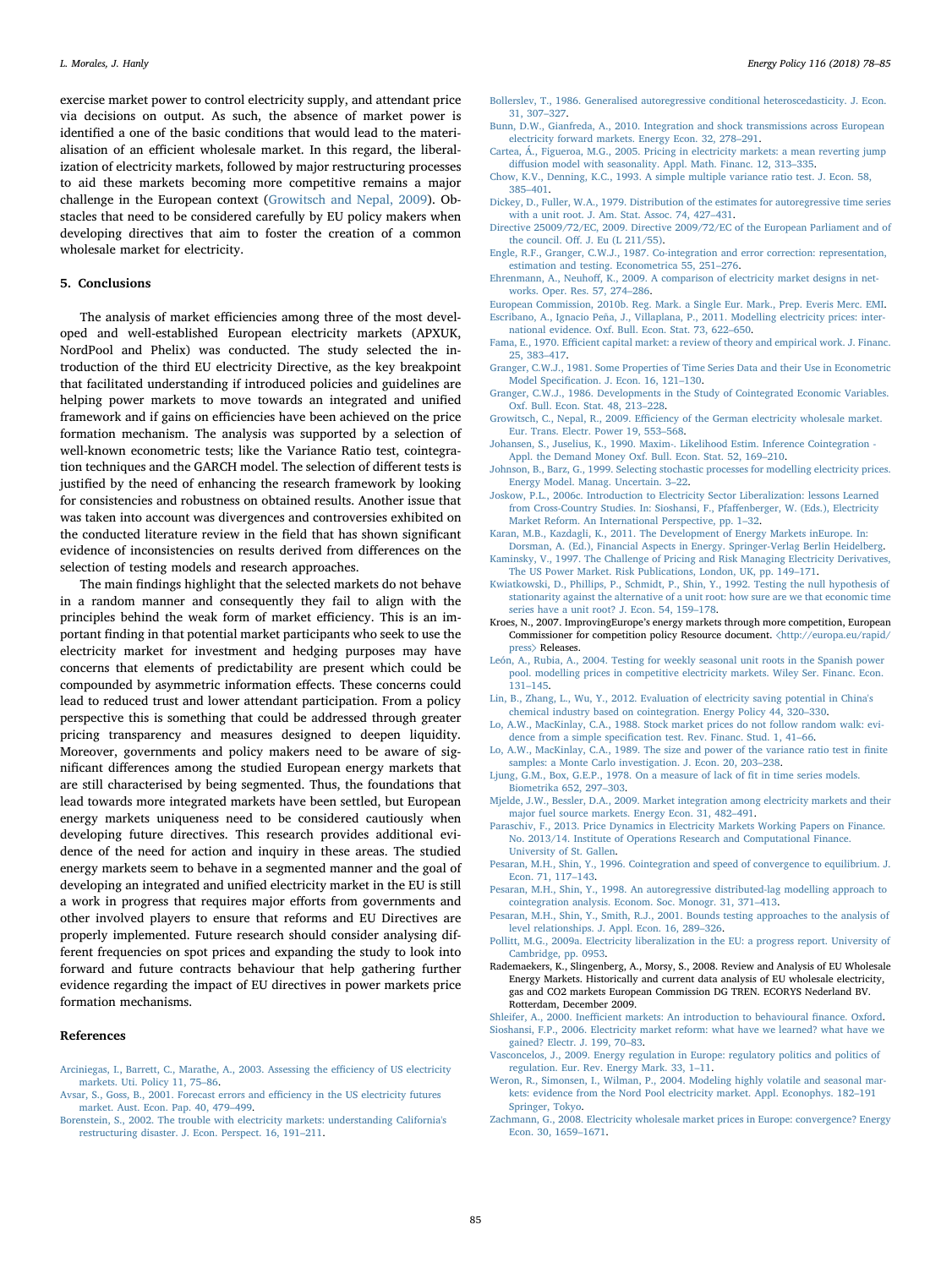exercise market power to control electricity supply, and attendant price via decisions on output. As such, the absence of market power is identified a one of the basic conditions that would lead to the materialisation of an efficient wholesale market. In this regard, the liberalization of electricity markets, followed by major restructuring processes to aid these markets becoming more competitive remains a major challenge in the European context (Growitsch and Nepal, 2009). Obstacles that need to be considered carefully by EU policy makers when developing directives that aim to foster the creation of a common wholesale market for electricity.

## 5. Conclusions

The analysis of market efficiencies among three of the most developed and well-established European electricity markets (APXUK, NordPool and Phelix) was conducted. The study selected the introduction of the third EU electricity Directive, as the key breakpoint that facilitated understanding if introduced policies and guidelines are helping power markets to move towards an integrated and unified framework and if gains on efficiencies have been achieved on the price formation mechanism. The analysis was supported by a selection of well-known econometric tests; like the Variance Ratio test, cointegration techniques and the GARCH model. The selection of different tests is justified by the need of enhancing the research framework by looking for consistencies and robustness on obtained results. Another issue that was taken into account was divergences and controversies exhibited on the conducted literature review in the field that has shown significant evidence of inconsistencies on results derived from differences on the selection of testing models and research approaches.

The main findings highlight that the selected markets do not behave in a random manner and consequently they fail to align with the principles behind the weak form of market efficiency. This is an important finding in that potential market participants who seek to use the electricity market for investment and hedging purposes may have concerns that elements of predictability are present which could be compounded by asymmetric information effects. These concerns could lead to reduced trust and lower attendant participation. From a policy perspective this is something that could be addressed through greater pricing transparency and measures designed to deepen liquidity. Moreover, governments and policy makers need to be aware of significant differences among the studied European energy markets that are still characterised by being segmented. Thus, the foundations that lead towards more integrated markets have been settled, but European energy markets uniqueness need to be considered cautiously when developing future directives. This research provides additional evidence of the need for action and inquiry in these areas. The studied energy markets seem to behave in a segmented manner and the goal of developing an integrated and unified electricity market in the EU is still a work in progress that requires major efforts from governments and other involved players to ensure that reforms and EU Directives are properly implemented. Future research should consider analysing different frequencies on spot prices and expanding the study to look into forward and future contracts behaviour that help gathering further evidence regarding the impact of EU directives in power markets price formation mechanisms.

## References

Arciniegas, I., Barrett, C., Marathe, A., 2003. Assessing the efficiency of US electricity markets. Uti. Policy 11, 75–86.

Avsar, S., Goss, B., 2001. Forecast errors and efficiency in the US electricity futures market. Aust. Econ. Pap. 40, 479–499.

Borenstein, S., 2002. The trouble with electricity markets: understanding California's restructuring disaster. J. Econ. Perspect. 16, 191–211.

Bollerslev, T., 1986. Generalised autoregressive conditional heteroscedasticity. J. Econ. 31, 307–327.

Bunn, D.W., Gianfreda, A., 2010. Integration and shock transmissions across European electricity forward markets. Energy Econ. 32, 278–291.

Cartea, Á., Figueroa, M.G., 2005. Pricing in electricity markets: a mean reverting jump diffusion model with seasonality. Appl. Math. Financ. 12, 313–335.

Chow, K.V., Denning, K.C., 1993. A simple multiple variance ratio test. J. Econ. 58, 385–401.

Dickey, D., Fuller, W.A., 1979. Distribution of the estimates for autoregressive time series with a unit root. J. Am. Stat. Assoc. 74, 427–431.

Directive 25009/72/EC, 2009. Directive 2009/72/EC of the European Parliament and of the council. Off. J. Eu (L 211/55).

Engle, R.F., Granger, C.W.J., 1987. Co-integration and error correction: representation, estimation and testing. Econometrica 55, 251–276.

Ehrenmann, A., Neuhoff, K., 2009. A comparison of electricity market designs in networks. Oper. Res. 57, 274–286.

European Commission, 2010b. Reg. Mark. a Single Eur. Mark., Prep. Everis Merc. EMI.

Escribano, A., Ignacio Peña, J., Villaplana, P., 2011. Modelling electricity prices: international evidence. Oxf. Bull. Econ. Stat. 73, 622–650.

Fama, E., 1970. Efficient capital market: a review of theory and empirical work. J. Financ. 25, 383–417.

Granger, C.W.J., 1981. Some Properties of Time Series Data and their Use in Econometric Model Specification. J. Econ. 16, 121–130.

Granger, C.W.J., 1986. Developments in the Study of Cointegrated Economic Variables. Oxf. Bull. Econ. Stat. 48, 213–228.

Growitsch, C., Nepal, R., 2009. Efficiency of the German electricity wholesale market. Eur. Trans. Electr. Power 19, 553–568.

Johansen, S., Juselius, K., 1990. Maxim-. Likelihood Estim. Inference Cointegration - Appl. the Demand Money Oxf. Bull. Econ. Stat. 52, 169–210.

Johnson, B., Barz, G., 1999. Selecting stochastic processes for modelling electricity prices. Energy Model. Manag. Uncertain. 3–22.

Joskow, P.L., 2006c. Introduction to Electricity Sector Liberalization: lessons Learned from Cross-Country Studies. In: Sioshansi, F., Pfaffenberger, W. (Eds.), Electricity Market Reform. An International Perspective, pp. 1–32.

Karan, M.B., Kazdagli, K., 2011. The Development of Energy Markets inEurope. In: Dorsman, A. (Ed.), Financial Aspects in Energy. Springer-Verlag Berlin Heidelberg.

Kaminsky, V., 1997. The Challenge of Pricing and Risk Managing Electricity Derivatives, The US Power Market. Risk Publications, London, UK, pp. 149–171.

Kwiatkowski, D., Phillips, P., Schmidt, P., Shin, Y., 1992. Testing the null hypothesis of stationarity against the alternative of a unit root: how sure are we that economic time series have a unit root? J. Econ. 54, 159–178.

Kroes, N., 2007. ImprovingEurope's energy markets through more competition, European Commissioner for competition policy Resource document. ⟨http://europa.eu/rapid/press⟩ Releases.

León, A., Rubia, A., 2004. Testing for weekly seasonal unit roots in the Spanish power pool. modelling prices in competitive electricity markets. Wiley Ser. Financ. Econ. 131–145.

Lin, B., Zhang, L., Wu, Y., 2012. Evaluation of electricity saving potential in China's chemical industry based on cointegration. Energy Policy 44, 320–330.

Lo, A.W., MacKinlay, C.A., 1988. Stock market prices do not follow random walk: evidence from a simple specification test. Rev. Financ. Stud. 1, 41–66.

Lo, A.W., MacKinlay, C.A., 1989. The size and power of the variance ratio test in finite samples: a Monte Carlo investigation. J. Econ. 20, 203–238.

Ljung, G.M., Box, G.E.P., 1978. On a measure of lack of fit in time series models. Biometrika 652, 297–303.

Mjelde, J.W., Bessler, D.A., 2009. Market integration among electricity markets and their major fuel source markets. Energy Econ. 31, 482–491.

Paraschiv, F., 2013. Price Dynamics in Electricity Markets Working Papers on Finance. No. 2013/14. Institute of Operations Research and Computational Finance. University of St. Gallen.

Pesaran, M.H., Shin, Y., 1996. Cointegration and speed of convergence to equilibrium. J. Econ. 71, 117–143.

Pesaran, M.H., Shin, Y., 1998. An autoregressive distributed-lag modelling approach to cointegration analysis. Econom. Soc. Monogr. 31, 371–413.

Pesaran, M.H., Shin, Y., Smith, R.J., 2001. Bounds testing approaches to the analysis of level relationships. J. Appl. Econ. 16, 289–326.

Pollitt, M.G., 2009a. Electricity liberalization in the EU: a progress report. University of Cambridge, pp. 0953.

Rademaekers, K., Slingenberg, A., Morsy, S., 2008. Review and Analysis of EU Wholesale Energy Markets. Historically and current data analysis of EU wholesale electricity, gas and CO2 markets European Commission DG TREN. ECORYS Nederland BV. Rotterdam, December 2009.

Shleifer, A., 2000. Inefficient markets: An introduction to behavioural finance. Oxford.

Sioshansi, F.P., 2006. Electricity market reform: what have we learned? what have we gained? Electr. J. 199, 70–83.

Vasconcelos, J., 2009. Energy regulation in Europe: regulatory politics and politics of regulation. Eur. Rev. Energy Mark. 33, 1–11.

Weron, R., Simonsen, I., Wilman, P., 2004. Modeling highly volatile and seasonal markets: evidence from the Nord Pool electricity market. Appl. Econophys. 182–191 Springer, Tokyo.

Zachmann, G., 2008. Electricity wholesale market prices in Europe: convergence? Energy Econ. 30, 1659–1671.